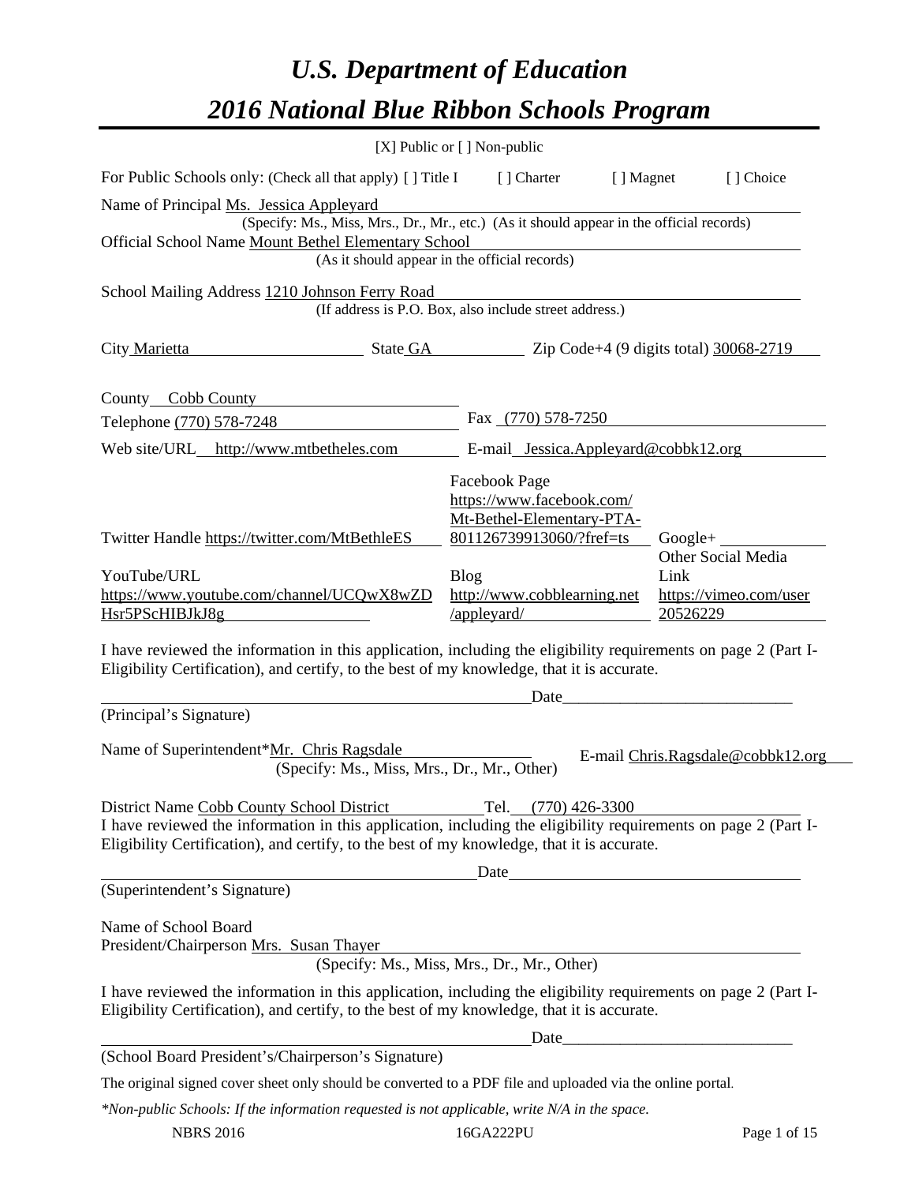# *U.S. Department of Education*

# *2016 National Blue Ribbon Schools Program*

[X] Public or [ ] Non-public

For Public Schools only: (Check all that apply) [ ] Title I [ ] Charter [ ] Magnet [ ] Choice

Name of Principal Ms. Jessica Appleyard
(Specify: Ms., Miss, Mrs., Dr., Mr., etc.) (As it should appear in the official records)

Official School Name Mount Bethel Elementary School
(As it should appear in the official records)

School Mailing Address 1210 Johnson Ferry Road
(If address is P.O. Box, also include street address.)

City Marietta State GA Zip Code+4 (9 digits total) 30068-2719

County Cobb County

Telephone (770) 578-7248 Fax (770) 578-7250

Web site/URL http://www.mtbetheles.com E-mail Jessica.Appleyard@cobbk12.org

Facebook Page https://www.facebook.com/Mt-Bethel-Elementary-PTA-801126739913060/?fref=ts

Twitter Handle https://twitter.com/MtBethleES

Google+

YouTube/URL https://www.youtube.com/channel/UCQwX8wZDHsr5PScHIBJkJ8g

Blog http://www.cobblearning.net/appleyard/

Other Social Media Link https://vimeo.com/user20526229

I have reviewed the information in this application, including the eligibility requirements on page 2 (Part I-Eligibility Certification), and certify, to the best of my knowledge, that it is accurate.

Date_____________________________

(Principal's Signature)

Name of Superintendent*Mr. Chris Ragsdale E-mail Chris.Ragsdale@cobbk12.org
(Specify: Ms., Miss, Mrs., Dr., Mr., Other)

District Name Cobb County School District Tel. (770) 426-3300

I have reviewed the information in this application, including the eligibility requirements on page 2 (Part I-Eligibility Certification), and certify, to the best of my knowledge, that it is accurate.

Date_____________________________

(Superintendent's Signature)

Name of School Board
President/Chairperson Mrs. Susan Thayer
(Specify: Ms., Miss, Mrs., Dr., Mr., Other)

I have reviewed the information in this application, including the eligibility requirements on page 2 (Part I-Eligibility Certification), and certify, to the best of my knowledge, that it is accurate.

Date_____________________________

(School Board President's/Chairperson's Signature)

The original signed cover sheet only should be converted to a PDF file and uploaded via the online portal.

*\*Non-public Schools: If the information requested is not applicable, write N/A in the space.*

NBRS 2016 16GA222PU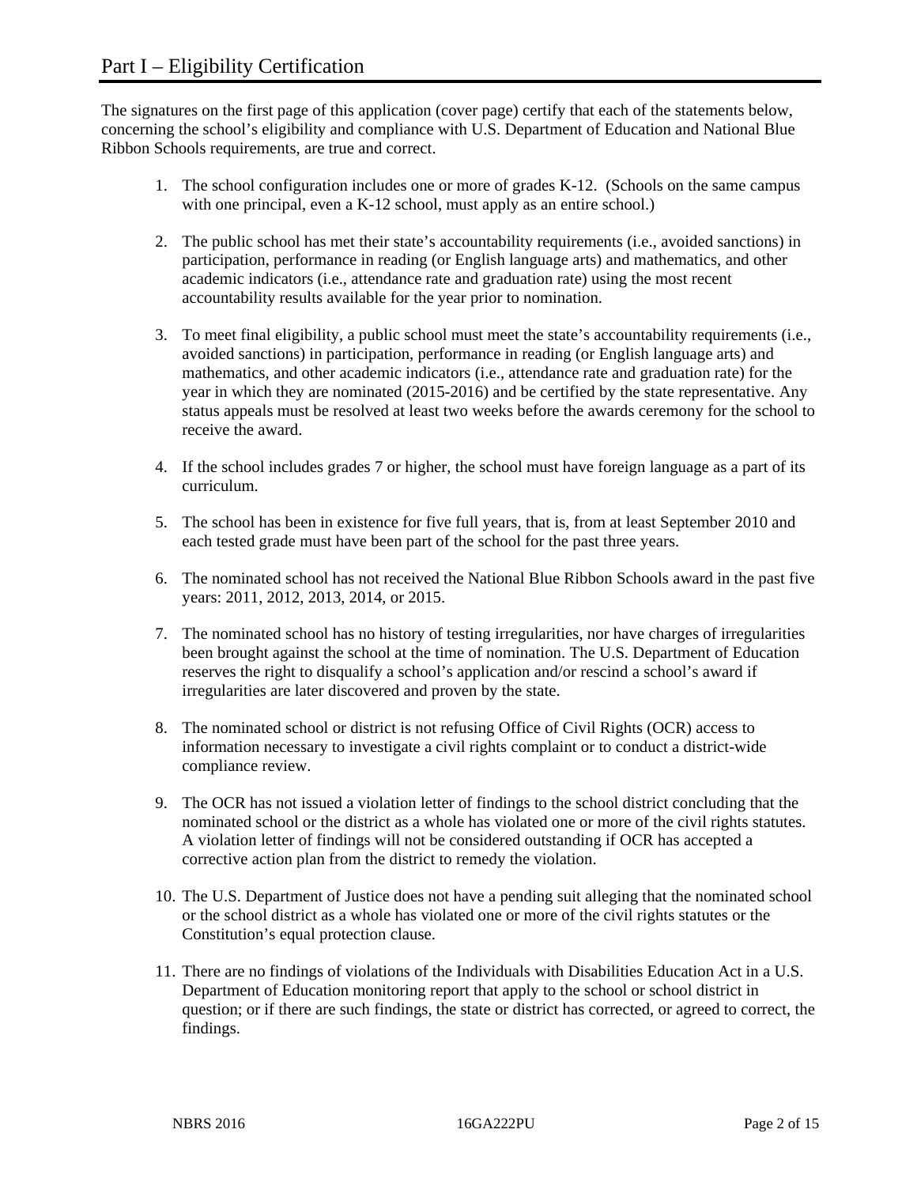# Part I – Eligibility Certification

The signatures on the first page of this application (cover page) certify that each of the statements below, concerning the school's eligibility and compliance with U.S. Department of Education and National Blue Ribbon Schools requirements, are true and correct.

1. The school configuration includes one or more of grades K-12. (Schools on the same campus with one principal, even a K-12 school, must apply as an entire school.)

2. The public school has met their state's accountability requirements (i.e., avoided sanctions) in participation, performance in reading (or English language arts) and mathematics, and other academic indicators (i.e., attendance rate and graduation rate) using the most recent accountability results available for the year prior to nomination.

3. To meet final eligibility, a public school must meet the state's accountability requirements (i.e., avoided sanctions) in participation, performance in reading (or English language arts) and mathematics, and other academic indicators (i.e., attendance rate and graduation rate) for the year in which they are nominated (2015-2016) and be certified by the state representative. Any status appeals must be resolved at least two weeks before the awards ceremony for the school to receive the award.

4. If the school includes grades 7 or higher, the school must have foreign language as a part of its curriculum.

5. The school has been in existence for five full years, that is, from at least September 2010 and each tested grade must have been part of the school for the past three years.

6. The nominated school has not received the National Blue Ribbon Schools award in the past five years: 2011, 2012, 2013, 2014, or 2015.

7. The nominated school has no history of testing irregularities, nor have charges of irregularities been brought against the school at the time of nomination. The U.S. Department of Education reserves the right to disqualify a school's application and/or rescind a school's award if irregularities are later discovered and proven by the state.

8. The nominated school or district is not refusing Office of Civil Rights (OCR) access to information necessary to investigate a civil rights complaint or to conduct a district-wide compliance review.

9. The OCR has not issued a violation letter of findings to the school district concluding that the nominated school or the district as a whole has violated one or more of the civil rights statutes. A violation letter of findings will not be considered outstanding if OCR has accepted a corrective action plan from the district to remedy the violation.

10. The U.S. Department of Justice does not have a pending suit alleging that the nominated school or the school district as a whole has violated one or more of the civil rights statutes or the Constitution's equal protection clause.

11. There are no findings of violations of the Individuals with Disabilities Education Act in a U.S. Department of Education monitoring report that apply to the school or school district in question; or if there are such findings, the state or district has corrected, or agreed to correct, the findings.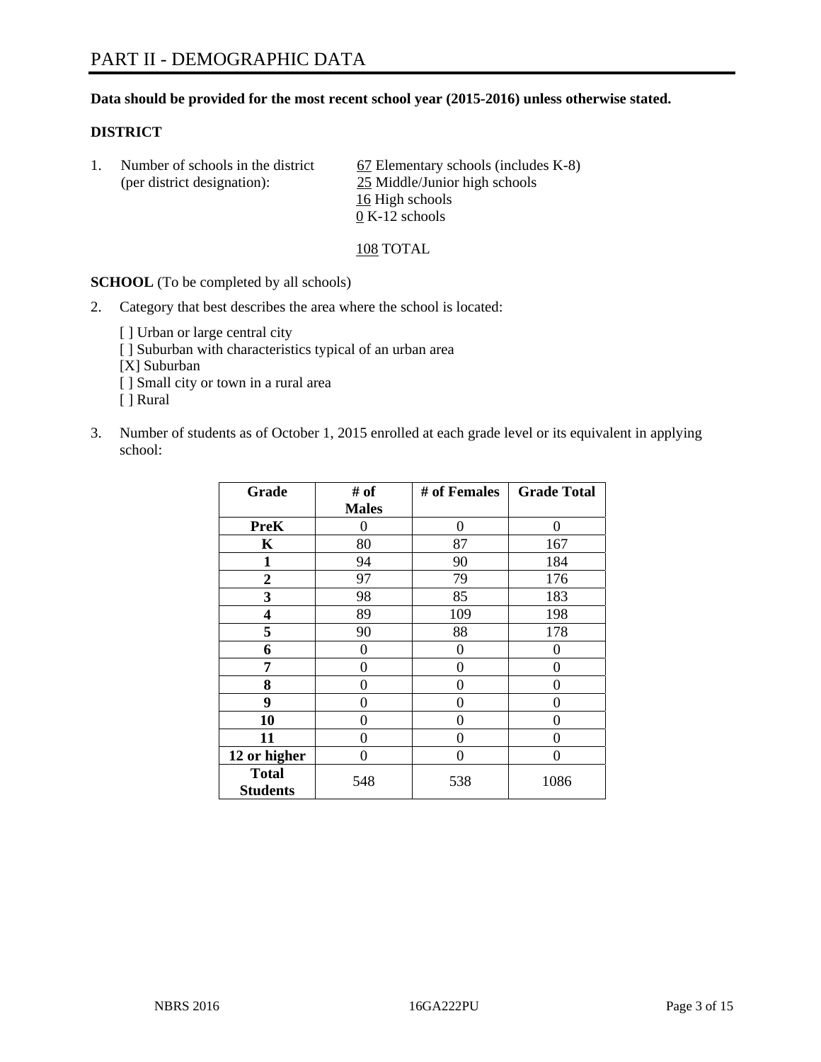# PART II - DEMOGRAPHIC DATA

**Data should be provided for the most recent school year (2015-2016) unless otherwise stated.**

**DISTRICT**

1. Number of schools in the district (per district designation):
   67 Elementary schools (includes K-8)
   25 Middle/Junior high schools
   16 High schools
   0 K-12 schools

   108 TOTAL

**SCHOOL** (To be completed by all schools)

2. Category that best describes the area where the school is located:

   [ ] Urban or large central city
   [ ] Suburban with characteristics typical of an urban area
   [X] Suburban
   [ ] Small city or town in a rural area
   [ ] Rural

3. Number of students as of October 1, 2015 enrolled at each grade level or its equivalent in applying school:

| Grade | # of Males | # of Females | Grade Total |
|---|---|---|---|
| **PreK** | 0 | 0 | 0 |
| **K** | 80 | 87 | 167 |
| **1** | 94 | 90 | 184 |
| **2** | 97 | 79 | 176 |
| **3** | 98 | 85 | 183 |
| **4** | 89 | 109 | 198 |
| **5** | 90 | 88 | 178 |
| **6** | 0 | 0 | 0 |
| **7** | 0 | 0 | 0 |
| **8** | 0 | 0 | 0 |
| **9** | 0 | 0 | 0 |
| **10** | 0 | 0 | 0 |
| **11** | 0 | 0 | 0 |
| **12 or higher** | 0 | 0 | 0 |
| **Total Students** | 548 | 538 | 1086 |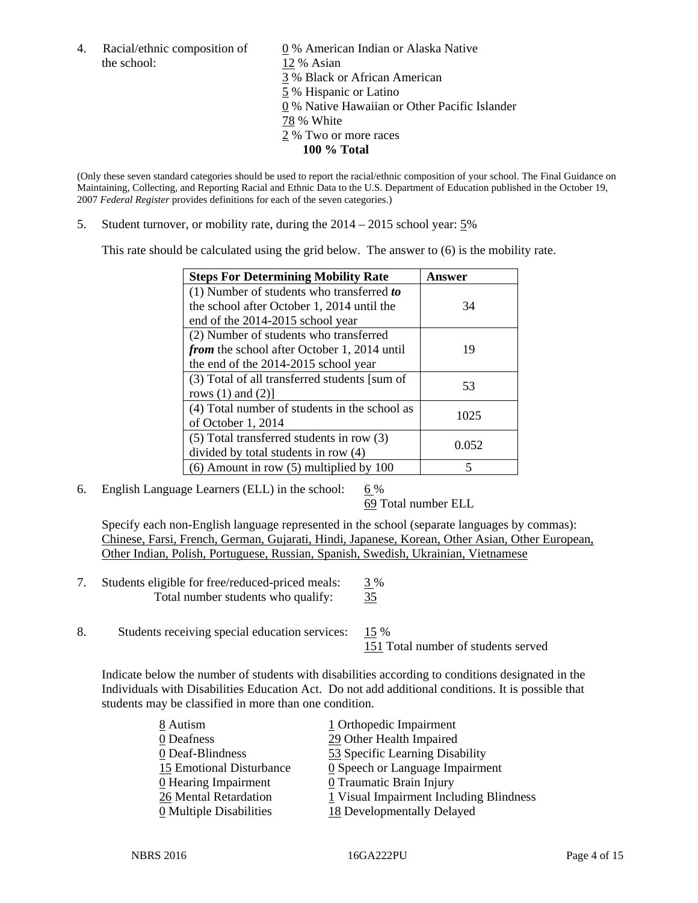4. Racial/ethnic composition of the school:

0 % American Indian or Alaska Native
12 % Asian
3 % Black or African American
5 % Hispanic or Latino
0 % Native Hawaiian or Other Pacific Islander
78 % White
2 % Two or more races
**100 % Total**

(Only these seven standard categories should be used to report the racial/ethnic composition of your school. The Final Guidance on Maintaining, Collecting, and Reporting Racial and Ethnic Data to the U.S. Department of Education published in the October 19, 2007 *Federal Register* provides definitions for each of the seven categories.)

5. Student turnover, or mobility rate, during the 2014 – 2015 school year: 5%

This rate should be calculated using the grid below. The answer to (6) is the mobility rate.

| **Steps For Determining Mobility Rate** | **Answer** |
|---|---|
| (1) Number of students who transferred ***to*** the school after October 1, 2014 until the end of the 2014-2015 school year | 34 |
| (2) Number of students who transferred ***from*** the school after October 1, 2014 until the end of the 2014-2015 school year | 19 |
| (3) Total of all transferred students [sum of rows (1) and (2)] | 53 |
| (4) Total number of students in the school as of October 1, 2014 | 1025 |
| (5) Total transferred students in row (3) divided by total students in row (4) | 0.052 |
| (6) Amount in row (5) multiplied by 100 | 5 |

6. English Language Learners (ELL) in the school: 6 %
69 Total number ELL

Specify each non-English language represented in the school (separate languages by commas):
Chinese, Farsi, French, German, Gujarati, Hindi, Japanese, Korean, Other Asian, Other European, Other Indian, Polish, Portuguese, Russian, Spanish, Swedish, Ukrainian, Vietnamese

7. Students eligible for free/reduced-priced meals: 3 %
Total number students who qualify: 35

8. Students receiving special education services: 15 %
151 Total number of students served

Indicate below the number of students with disabilities according to conditions designated in the Individuals with Disabilities Education Act. Do not add additional conditions. It is possible that students may be classified in more than one condition.

8 Autism
0 Deafness
0 Deaf-Blindness
15 Emotional Disturbance
0 Hearing Impairment
26 Mental Retardation
0 Multiple Disabilities
1 Orthopedic Impairment
29 Other Health Impaired
53 Specific Learning Disability
0 Speech or Language Impairment
0 Traumatic Brain Injury
1 Visual Impairment Including Blindness
18 Developmentally Delayed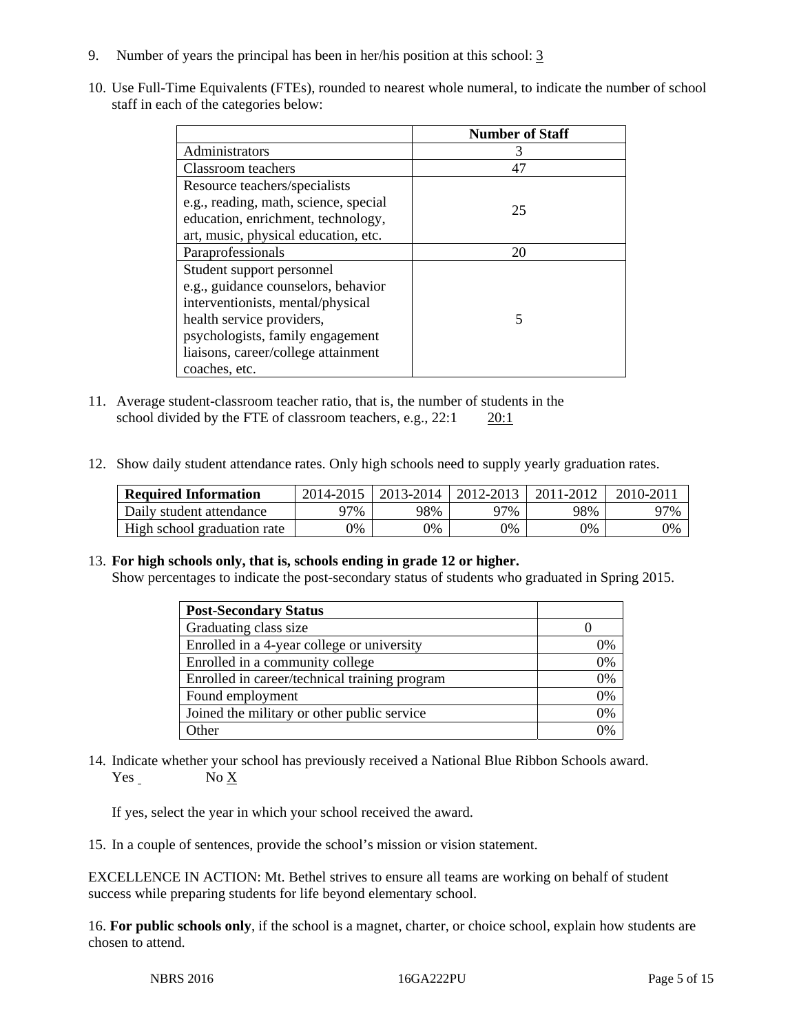9. Number of years the principal has been in her/his position at this school: 3

10. Use Full-Time Equivalents (FTEs), rounded to nearest whole numeral, to indicate the number of school staff in each of the categories below:

| | Number of Staff |
|---|---|
| Administrators | 3 |
| Classroom teachers | 47 |
| Resource teachers/specialists e.g., reading, math, science, special education, enrichment, technology, art, music, physical education, etc. | 25 |
| Paraprofessionals | 20 |
| Student support personnel e.g., guidance counselors, behavior interventionists, mental/physical health service providers, psychologists, family engagement liaisons, career/college attainment coaches, etc. | 5 |

11. Average student-classroom teacher ratio, that is, the number of students in the school divided by the FTE of classroom teachers, e.g., 22:1    20:1

12. Show daily student attendance rates. Only high schools need to supply yearly graduation rates.

| Required Information | 2014-2015 | 2013-2014 | 2012-2013 | 2011-2012 | 2010-2011 |
|---|---|---|---|---|---|
| Daily student attendance | 97% | 98% | 97% | 98% | 97% |
| High school graduation rate | 0% | 0% | 0% | 0% | 0% |

13. **For high schools only, that is, schools ending in grade 12 or higher.**
Show percentages to indicate the post-secondary status of students who graduated in Spring 2015.

| Post-Secondary Status | |
|---|---|
| Graduating class size | 0 |
| Enrolled in a 4-year college or university | 0% |
| Enrolled in a community college | 0% |
| Enrolled in career/technical training program | 0% |
| Found employment | 0% |
| Joined the military or other public service | 0% |
| Other | 0% |

14. Indicate whether your school has previously received a National Blue Ribbon Schools award.
Yes   No X

If yes, select the year in which your school received the award.

15. In a couple of sentences, provide the school's mission or vision statement.

EXCELLENCE IN ACTION: Mt. Bethel strives to ensure all teams are working on behalf of student success while preparing students for life beyond elementary school.

16. **For public schools only**, if the school is a magnet, charter, or choice school, explain how students are chosen to attend.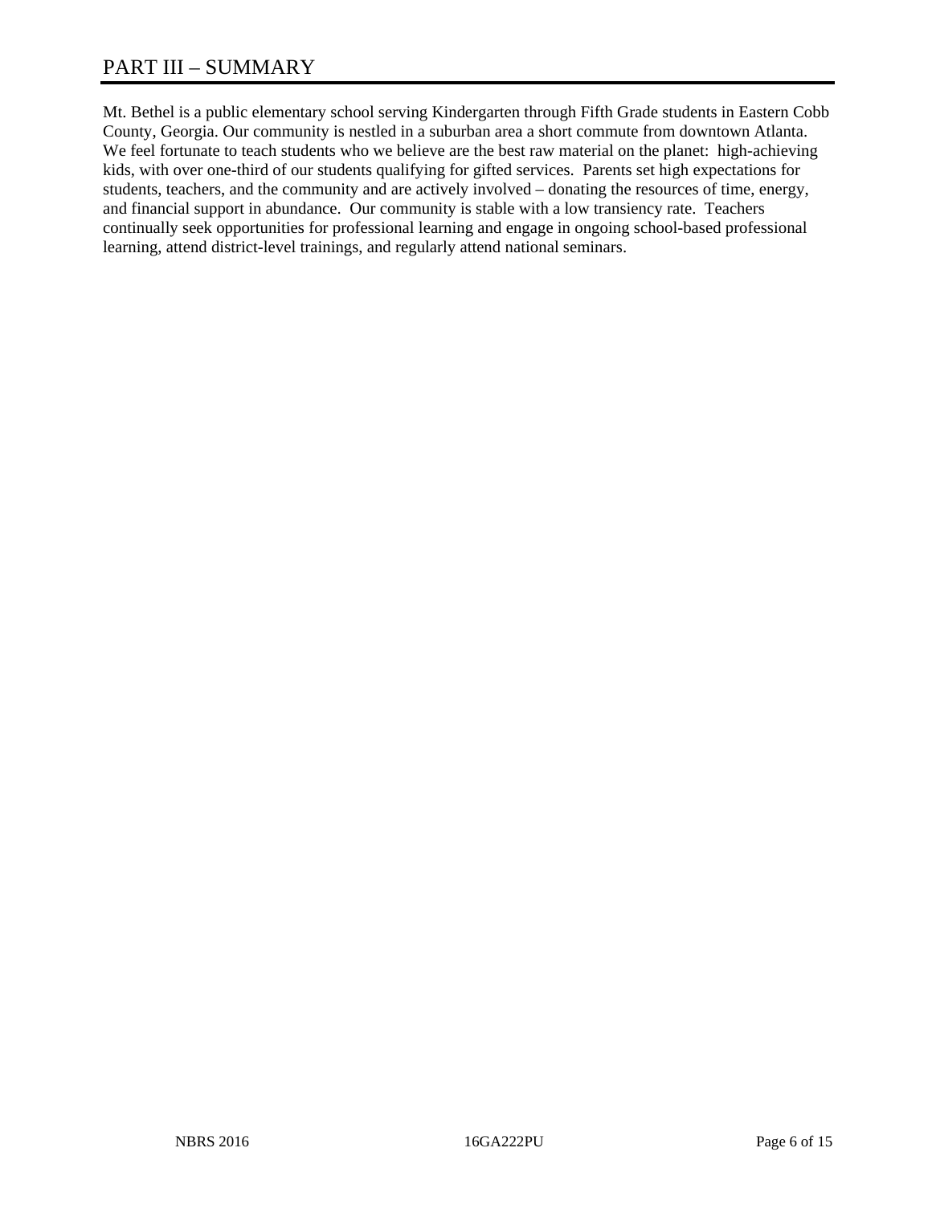# PART III – SUMMARY

Mt. Bethel is a public elementary school serving Kindergarten through Fifth Grade students in Eastern Cobb County, Georgia. Our community is nestled in a suburban area a short commute from downtown Atlanta. We feel fortunate to teach students who we believe are the best raw material on the planet: high-achieving kids, with over one-third of our students qualifying for gifted services. Parents set high expectations for students, teachers, and the community and are actively involved – donating the resources of time, energy, and financial support in abundance. Our community is stable with a low transiency rate. Teachers continually seek opportunities for professional learning and engage in ongoing school-based professional learning, attend district-level trainings, and regularly attend national seminars.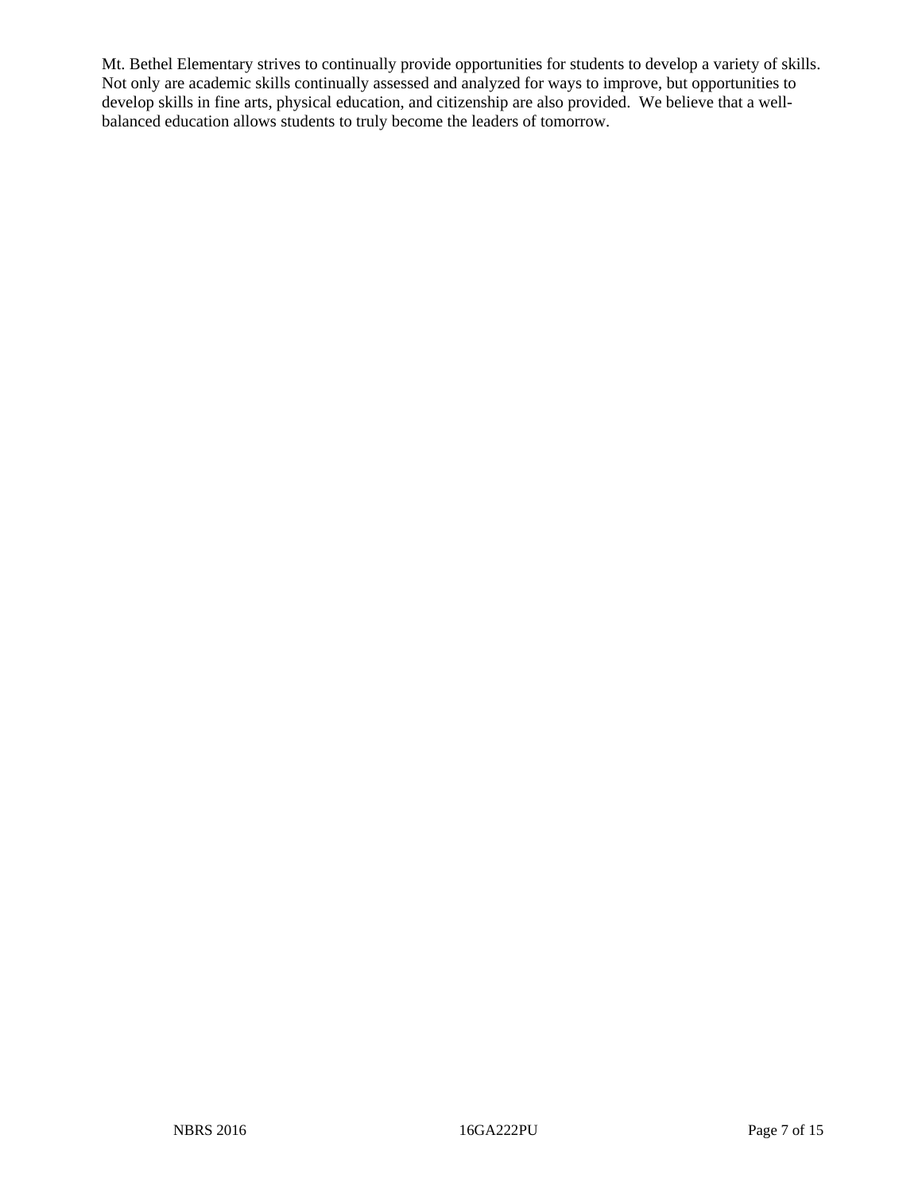Mt. Bethel Elementary strives to continually provide opportunities for students to develop a variety of skills. Not only are academic skills continually assessed and analyzed for ways to improve, but opportunities to develop skills in fine arts, physical education, and citizenship are also provided. We believe that a well-balanced education allows students to truly become the leaders of tomorrow.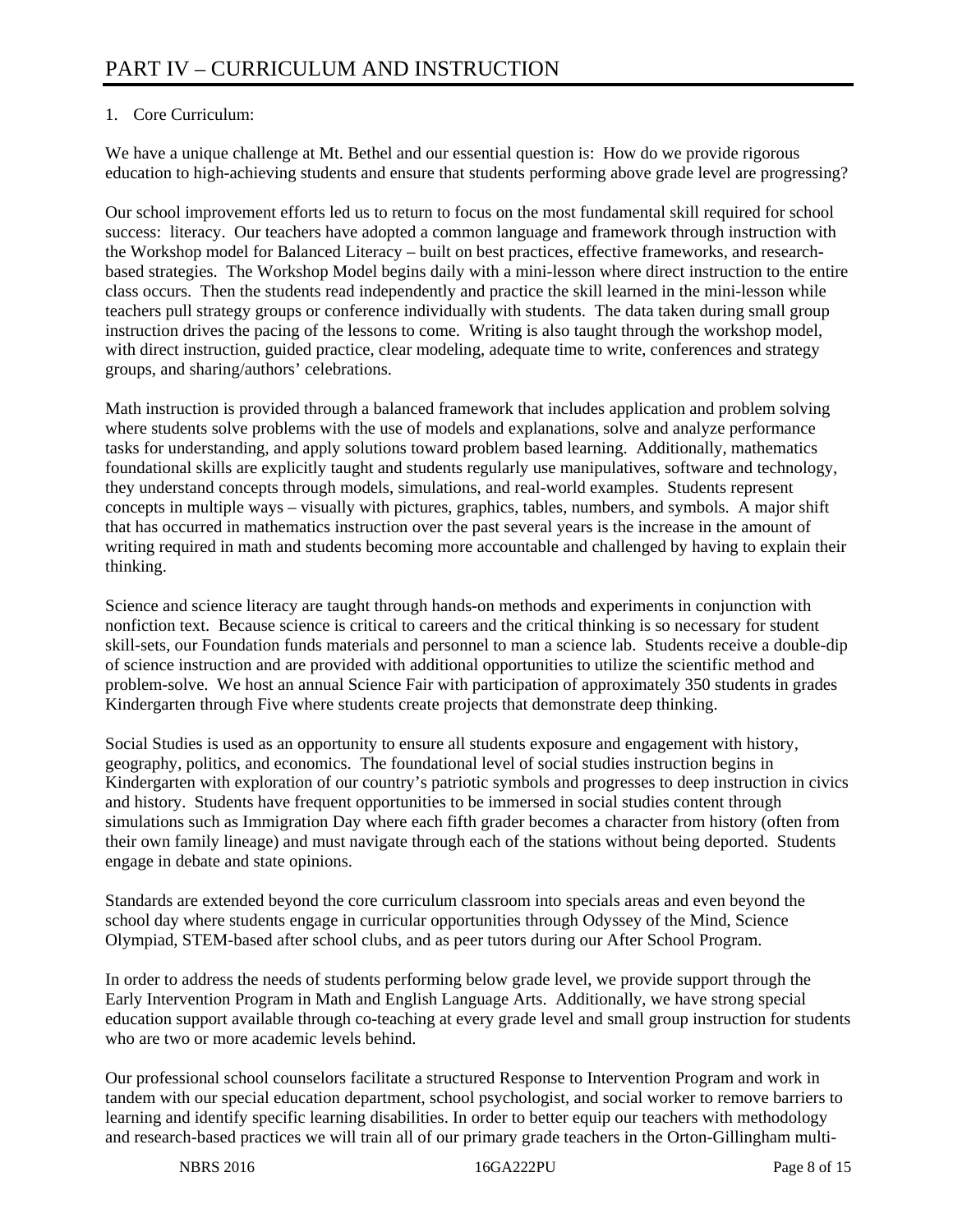# PART IV – CURRICULUM AND INSTRUCTION

1. Core Curriculum:

We have a unique challenge at Mt. Bethel and our essential question is: How do we provide rigorous education to high-achieving students and ensure that students performing above grade level are progressing?

Our school improvement efforts led us to return to focus on the most fundamental skill required for school success: literacy. Our teachers have adopted a common language and framework through instruction with the Workshop model for Balanced Literacy – built on best practices, effective frameworks, and research-based strategies. The Workshop Model begins daily with a mini-lesson where direct instruction to the entire class occurs. Then the students read independently and practice the skill learned in the mini-lesson while teachers pull strategy groups or conference individually with students. The data taken during small group instruction drives the pacing of the lessons to come. Writing is also taught through the workshop model, with direct instruction, guided practice, clear modeling, adequate time to write, conferences and strategy groups, and sharing/authors' celebrations.

Math instruction is provided through a balanced framework that includes application and problem solving where students solve problems with the use of models and explanations, solve and analyze performance tasks for understanding, and apply solutions toward problem based learning. Additionally, mathematics foundational skills are explicitly taught and students regularly use manipulatives, software and technology, they understand concepts through models, simulations, and real-world examples. Students represent concepts in multiple ways – visually with pictures, graphics, tables, numbers, and symbols. A major shift that has occurred in mathematics instruction over the past several years is the increase in the amount of writing required in math and students becoming more accountable and challenged by having to explain their thinking.

Science and science literacy are taught through hands-on methods and experiments in conjunction with nonfiction text. Because science is critical to careers and the critical thinking is so necessary for student skill-sets, our Foundation funds materials and personnel to man a science lab. Students receive a double-dip of science instruction and are provided with additional opportunities to utilize the scientific method and problem-solve. We host an annual Science Fair with participation of approximately 350 students in grades Kindergarten through Five where students create projects that demonstrate deep thinking.

Social Studies is used as an opportunity to ensure all students exposure and engagement with history, geography, politics, and economics. The foundational level of social studies instruction begins in Kindergarten with exploration of our country's patriotic symbols and progresses to deep instruction in civics and history. Students have frequent opportunities to be immersed in social studies content through simulations such as Immigration Day where each fifth grader becomes a character from history (often from their own family lineage) and must navigate through each of the stations without being deported. Students engage in debate and state opinions.

Standards are extended beyond the core curriculum classroom into specials areas and even beyond the school day where students engage in curricular opportunities through Odyssey of the Mind, Science Olympiad, STEM-based after school clubs, and as peer tutors during our After School Program.

In order to address the needs of students performing below grade level, we provide support through the Early Intervention Program in Math and English Language Arts. Additionally, we have strong special education support available through co-teaching at every grade level and small group instruction for students who are two or more academic levels behind.

Our professional school counselors facilitate a structured Response to Intervention Program and work in tandem with our special education department, school psychologist, and social worker to remove barriers to learning and identify specific learning disabilities. In order to better equip our teachers with methodology and research-based practices we will train all of our primary grade teachers in the Orton-Gillingham multi-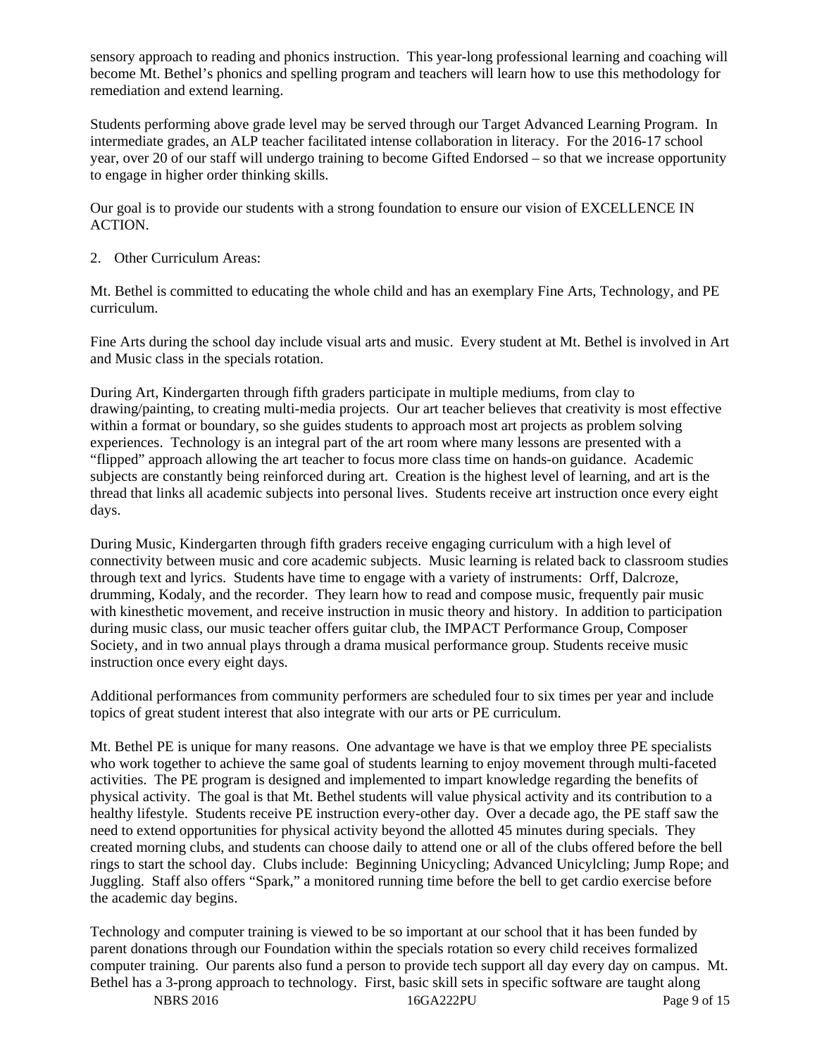sensory approach to reading and phonics instruction. This year-long professional learning and coaching will become Mt. Bethel's phonics and spelling program and teachers will learn how to use this methodology for remediation and extend learning.

Students performing above grade level may be served through our Target Advanced Learning Program. In intermediate grades, an ALP teacher facilitated intense collaboration in literacy. For the 2016-17 school year, over 20 of our staff will undergo training to become Gifted Endorsed – so that we increase opportunity to engage in higher order thinking skills.

Our goal is to provide our students with a strong foundation to ensure our vision of EXCELLENCE IN ACTION.

2. Other Curriculum Areas:

Mt. Bethel is committed to educating the whole child and has an exemplary Fine Arts, Technology, and PE curriculum.

Fine Arts during the school day include visual arts and music. Every student at Mt. Bethel is involved in Art and Music class in the specials rotation.

During Art, Kindergarten through fifth graders participate in multiple mediums, from clay to drawing/painting, to creating multi-media projects. Our art teacher believes that creativity is most effective within a format or boundary, so she guides students to approach most art projects as problem solving experiences. Technology is an integral part of the art room where many lessons are presented with a "flipped" approach allowing the art teacher to focus more class time on hands-on guidance. Academic subjects are constantly being reinforced during art. Creation is the highest level of learning, and art is the thread that links all academic subjects into personal lives. Students receive art instruction once every eight days.

During Music, Kindergarten through fifth graders receive engaging curriculum with a high level of connectivity between music and core academic subjects. Music learning is related back to classroom studies through text and lyrics. Students have time to engage with a variety of instruments: Orff, Dalcroze, drumming, Kodaly, and the recorder. They learn how to read and compose music, frequently pair music with kinesthetic movement, and receive instruction in music theory and history. In addition to participation during music class, our music teacher offers guitar club, the IMPACT Performance Group, Composer Society, and in two annual plays through a drama musical performance group. Students receive music instruction once every eight days.

Additional performances from community performers are scheduled four to six times per year and include topics of great student interest that also integrate with our arts or PE curriculum.

Mt. Bethel PE is unique for many reasons. One advantage we have is that we employ three PE specialists who work together to achieve the same goal of students learning to enjoy movement through multi-faceted activities. The PE program is designed and implemented to impart knowledge regarding the benefits of physical activity. The goal is that Mt. Bethel students will value physical activity and its contribution to a healthy lifestyle. Students receive PE instruction every-other day. Over a decade ago, the PE staff saw the need to extend opportunities for physical activity beyond the allotted 45 minutes during specials. They created morning clubs, and students can choose daily to attend one or all of the clubs offered before the bell rings to start the school day. Clubs include: Beginning Unicycling; Advanced Unicylcling; Jump Rope; and Juggling. Staff also offers "Spark," a monitored running time before the bell to get cardio exercise before the academic day begins.

Technology and computer training is viewed to be so important at our school that it has been funded by parent donations through our Foundation within the specials rotation so every child receives formalized computer training. Our parents also fund a person to provide tech support all day every day on campus. Mt. Bethel has a 3-prong approach to technology. First, basic skill sets in specific software are taught along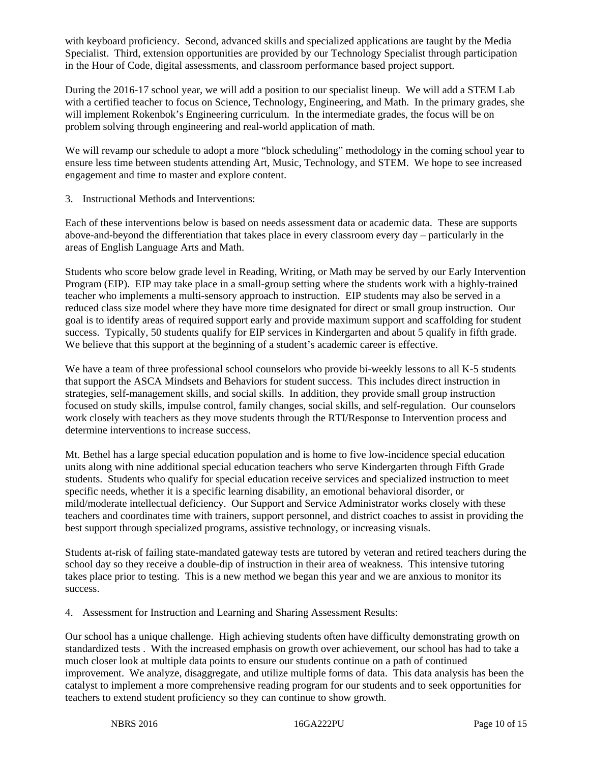with keyboard proficiency. Second, advanced skills and specialized applications are taught by the Media Specialist. Third, extension opportunities are provided by our Technology Specialist through participation in the Hour of Code, digital assessments, and classroom performance based project support.

During the 2016-17 school year, we will add a position to our specialist lineup. We will add a STEM Lab with a certified teacher to focus on Science, Technology, Engineering, and Math. In the primary grades, she will implement Rokenbok's Engineering curriculum. In the intermediate grades, the focus will be on problem solving through engineering and real-world application of math.

We will revamp our schedule to adopt a more "block scheduling" methodology in the coming school year to ensure less time between students attending Art, Music, Technology, and STEM. We hope to see increased engagement and time to master and explore content.

3. Instructional Methods and Interventions:

Each of these interventions below is based on needs assessment data or academic data. These are supports above-and-beyond the differentiation that takes place in every classroom every day – particularly in the areas of English Language Arts and Math.

Students who score below grade level in Reading, Writing, or Math may be served by our Early Intervention Program (EIP). EIP may take place in a small-group setting where the students work with a highly-trained teacher who implements a multi-sensory approach to instruction. EIP students may also be served in a reduced class size model where they have more time designated for direct or small group instruction. Our goal is to identify areas of required support early and provide maximum support and scaffolding for student success. Typically, 50 students qualify for EIP services in Kindergarten and about 5 qualify in fifth grade. We believe that this support at the beginning of a student's academic career is effective.

We have a team of three professional school counselors who provide bi-weekly lessons to all K-5 students that support the ASCA Mindsets and Behaviors for student success. This includes direct instruction in strategies, self-management skills, and social skills. In addition, they provide small group instruction focused on study skills, impulse control, family changes, social skills, and self-regulation. Our counselors work closely with teachers as they move students through the RTI/Response to Intervention process and determine interventions to increase success.

Mt. Bethel has a large special education population and is home to five low-incidence special education units along with nine additional special education teachers who serve Kindergarten through Fifth Grade students. Students who qualify for special education receive services and specialized instruction to meet specific needs, whether it is a specific learning disability, an emotional behavioral disorder, or mild/moderate intellectual deficiency. Our Support and Service Administrator works closely with these teachers and coordinates time with trainers, support personnel, and district coaches to assist in providing the best support through specialized programs, assistive technology, or increasing visuals.

Students at-risk of failing state-mandated gateway tests are tutored by veteran and retired teachers during the school day so they receive a double-dip of instruction in their area of weakness. This intensive tutoring takes place prior to testing. This is a new method we began this year and we are anxious to monitor its success.

4. Assessment for Instruction and Learning and Sharing Assessment Results:

Our school has a unique challenge. High achieving students often have difficulty demonstrating growth on standardized tests . With the increased emphasis on growth over achievement, our school has had to take a much closer look at multiple data points to ensure our students continue on a path of continued improvement. We analyze, disaggregate, and utilize multiple forms of data. This data analysis has been the catalyst to implement a more comprehensive reading program for our students and to seek opportunities for teachers to extend student proficiency so they can continue to show growth.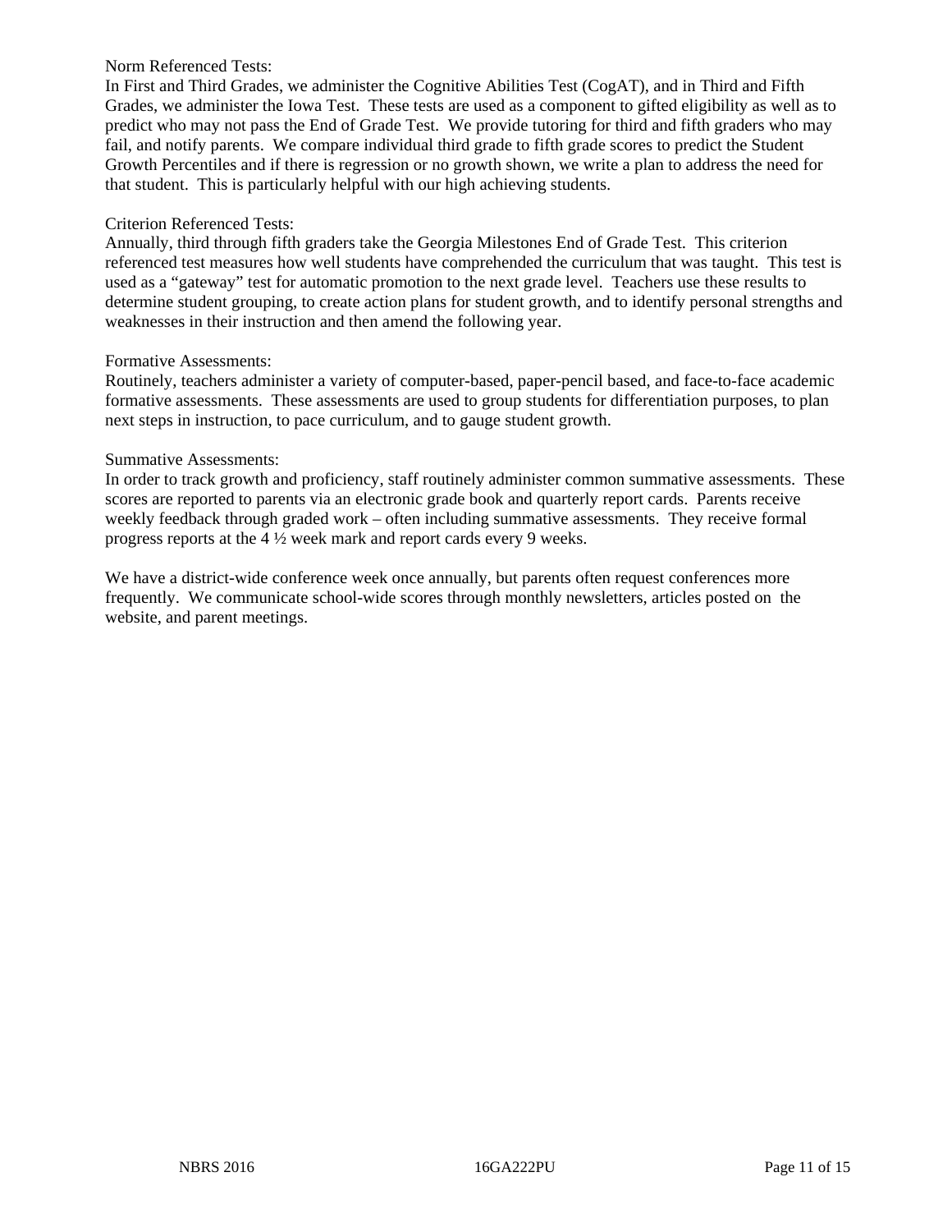Norm Referenced Tests:
In First and Third Grades, we administer the Cognitive Abilities Test (CogAT), and in Third and Fifth Grades, we administer the Iowa Test. These tests are used as a component to gifted eligibility as well as to predict who may not pass the End of Grade Test. We provide tutoring for third and fifth graders who may fail, and notify parents. We compare individual third grade to fifth grade scores to predict the Student Growth Percentiles and if there is regression or no growth shown, we write a plan to address the need for that student. This is particularly helpful with our high achieving students.

Criterion Referenced Tests:
Annually, third through fifth graders take the Georgia Milestones End of Grade Test. This criterion referenced test measures how well students have comprehended the curriculum that was taught. This test is used as a "gateway" test for automatic promotion to the next grade level. Teachers use these results to determine student grouping, to create action plans for student growth, and to identify personal strengths and weaknesses in their instruction and then amend the following year.

Formative Assessments:
Routinely, teachers administer a variety of computer-based, paper-pencil based, and face-to-face academic formative assessments. These assessments are used to group students for differentiation purposes, to plan next steps in instruction, to pace curriculum, and to gauge student growth.

Summative Assessments:
In order to track growth and proficiency, staff routinely administer common summative assessments. These scores are reported to parents via an electronic grade book and quarterly report cards. Parents receive weekly feedback through graded work – often including summative assessments. They receive formal progress reports at the 4 ½ week mark and report cards every 9 weeks.

We have a district-wide conference week once annually, but parents often request conferences more frequently. We communicate school-wide scores through monthly newsletters, articles posted on the website, and parent meetings.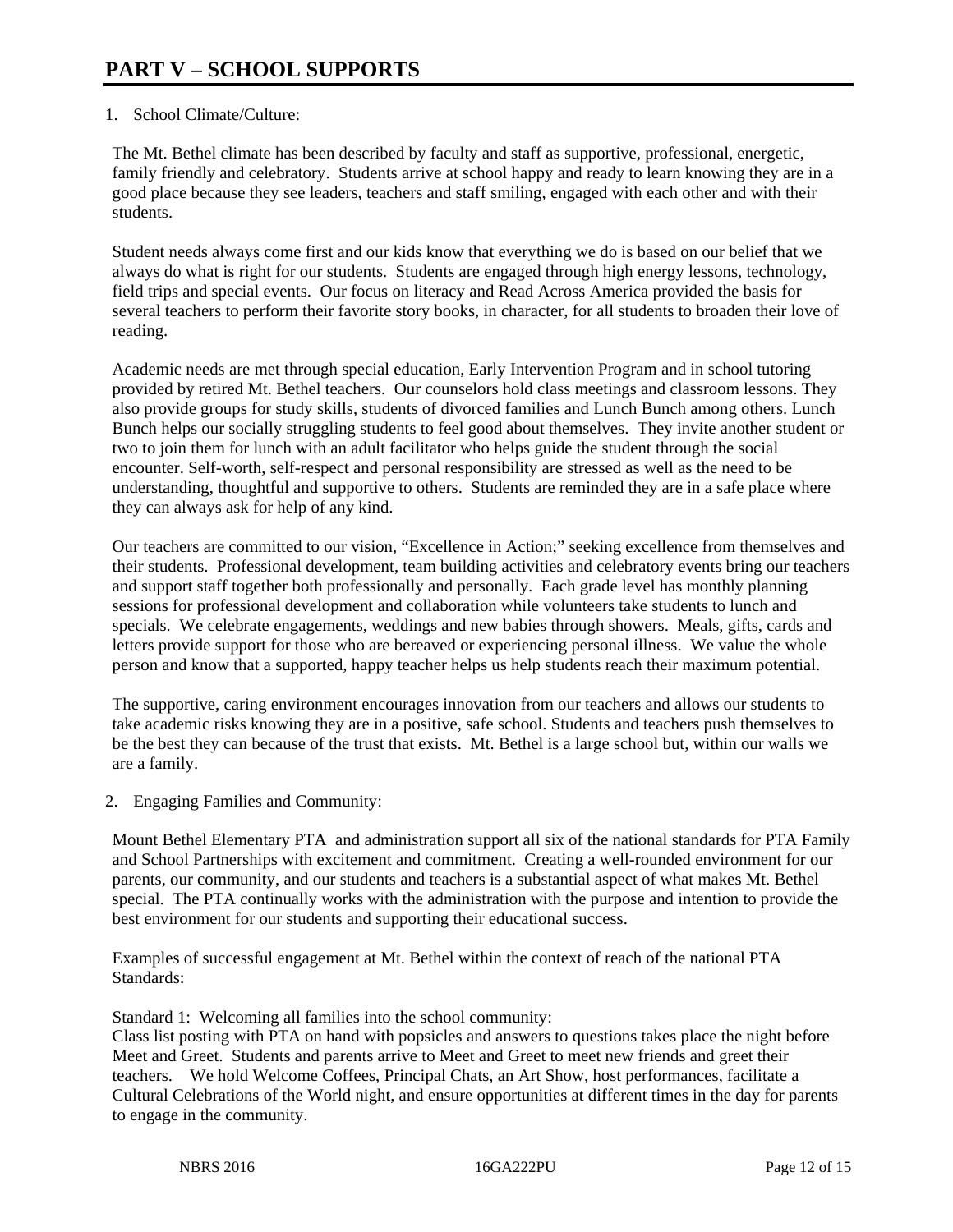# PART V – SCHOOL SUPPORTS

1. School Climate/Culture:

The Mt. Bethel climate has been described by faculty and staff as supportive, professional, energetic, family friendly and celebratory. Students arrive at school happy and ready to learn knowing they are in a good place because they see leaders, teachers and staff smiling, engaged with each other and with their students.

Student needs always come first and our kids know that everything we do is based on our belief that we always do what is right for our students. Students are engaged through high energy lessons, technology, field trips and special events. Our focus on literacy and Read Across America provided the basis for several teachers to perform their favorite story books, in character, for all students to broaden their love of reading.

Academic needs are met through special education, Early Intervention Program and in school tutoring provided by retired Mt. Bethel teachers. Our counselors hold class meetings and classroom lessons. They also provide groups for study skills, students of divorced families and Lunch Bunch among others. Lunch Bunch helps our socially struggling students to feel good about themselves. They invite another student or two to join them for lunch with an adult facilitator who helps guide the student through the social encounter. Self-worth, self-respect and personal responsibility are stressed as well as the need to be understanding, thoughtful and supportive to others. Students are reminded they are in a safe place where they can always ask for help of any kind.

Our teachers are committed to our vision, "Excellence in Action;" seeking excellence from themselves and their students. Professional development, team building activities and celebratory events bring our teachers and support staff together both professionally and personally. Each grade level has monthly planning sessions for professional development and collaboration while volunteers take students to lunch and specials. We celebrate engagements, weddings and new babies through showers. Meals, gifts, cards and letters provide support for those who are bereaved or experiencing personal illness. We value the whole person and know that a supported, happy teacher helps us help students reach their maximum potential.

The supportive, caring environment encourages innovation from our teachers and allows our students to take academic risks knowing they are in a positive, safe school. Students and teachers push themselves to be the best they can because of the trust that exists. Mt. Bethel is a large school but, within our walls we are a family.

2. Engaging Families and Community:

Mount Bethel Elementary PTA and administration support all six of the national standards for PTA Family and School Partnerships with excitement and commitment. Creating a well-rounded environment for our parents, our community, and our students and teachers is a substantial aspect of what makes Mt. Bethel special. The PTA continually works with the administration with the purpose and intention to provide the best environment for our students and supporting their educational success.

Examples of successful engagement at Mt. Bethel within the context of reach of the national PTA Standards:

Standard 1: Welcoming all families into the school community:
Class list posting with PTA on hand with popsicles and answers to questions takes place the night before Meet and Greet. Students and parents arrive to Meet and Greet to meet new friends and greet their teachers. We hold Welcome Coffees, Principal Chats, an Art Show, host performances, facilitate a Cultural Celebrations of the World night, and ensure opportunities at different times in the day for parents to engage in the community.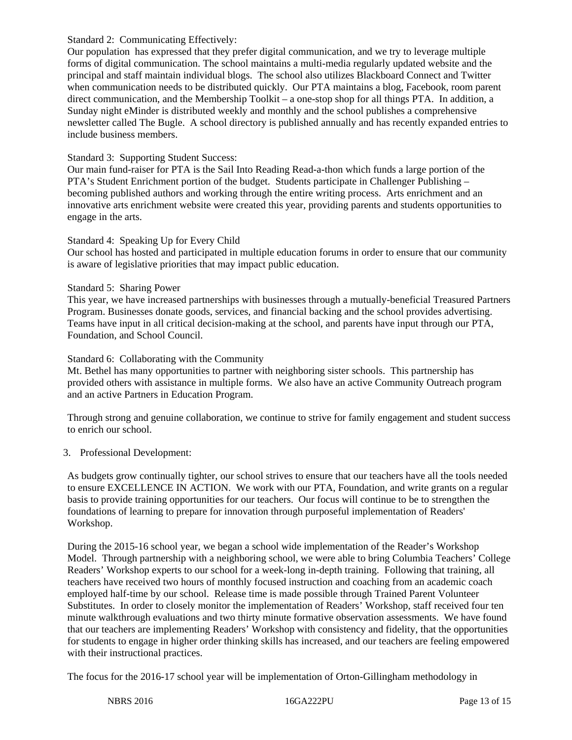Standard 2: Communicating Effectively:
Our population has expressed that they prefer digital communication, and we try to leverage multiple forms of digital communication. The school maintains a multi-media regularly updated website and the principal and staff maintain individual blogs. The school also utilizes Blackboard Connect and Twitter when communication needs to be distributed quickly. Our PTA maintains a blog, Facebook, room parent direct communication, and the Membership Toolkit – a one-stop shop for all things PTA. In addition, a Sunday night eMinder is distributed weekly and monthly and the school publishes a comprehensive newsletter called The Bugle. A school directory is published annually and has recently expanded entries to include business members.

Standard 3: Supporting Student Success:
Our main fund-raiser for PTA is the Sail Into Reading Read-a-thon which funds a large portion of the PTA's Student Enrichment portion of the budget. Students participate in Challenger Publishing – becoming published authors and working through the entire writing process. Arts enrichment and an innovative arts enrichment website were created this year, providing parents and students opportunities to engage in the arts.

Standard 4: Speaking Up for Every Child
Our school has hosted and participated in multiple education forums in order to ensure that our community is aware of legislative priorities that may impact public education.

Standard 5: Sharing Power
This year, we have increased partnerships with businesses through a mutually-beneficial Treasured Partners Program. Businesses donate goods, services, and financial backing and the school provides advertising. Teams have input in all critical decision-making at the school, and parents have input through our PTA, Foundation, and School Council.

Standard 6: Collaborating with the Community
Mt. Bethel has many opportunities to partner with neighboring sister schools. This partnership has provided others with assistance in multiple forms. We also have an active Community Outreach program and an active Partners in Education Program.

Through strong and genuine collaboration, we continue to strive for family engagement and student success to enrich our school.

3. Professional Development:

As budgets grow continually tighter, our school strives to ensure that our teachers have all the tools needed to ensure EXCELLENCE IN ACTION. We work with our PTA, Foundation, and write grants on a regular basis to provide training opportunities for our teachers. Our focus will continue to be to strengthen the foundations of learning to prepare for innovation through purposeful implementation of Readers' Workshop.

During the 2015-16 school year, we began a school wide implementation of the Reader's Workshop Model. Through partnership with a neighboring school, we were able to bring Columbia Teachers' College Readers' Workshop experts to our school for a week-long in-depth training. Following that training, all teachers have received two hours of monthly focused instruction and coaching from an academic coach employed half-time by our school. Release time is made possible through Trained Parent Volunteer Substitutes. In order to closely monitor the implementation of Readers' Workshop, staff received four ten minute walkthrough evaluations and two thirty minute formative observation assessments. We have found that our teachers are implementing Readers' Workshop with consistency and fidelity, that the opportunities for students to engage in higher order thinking skills has increased, and our teachers are feeling empowered with their instructional practices.

The focus for the 2016-17 school year will be implementation of Orton-Gillingham methodology in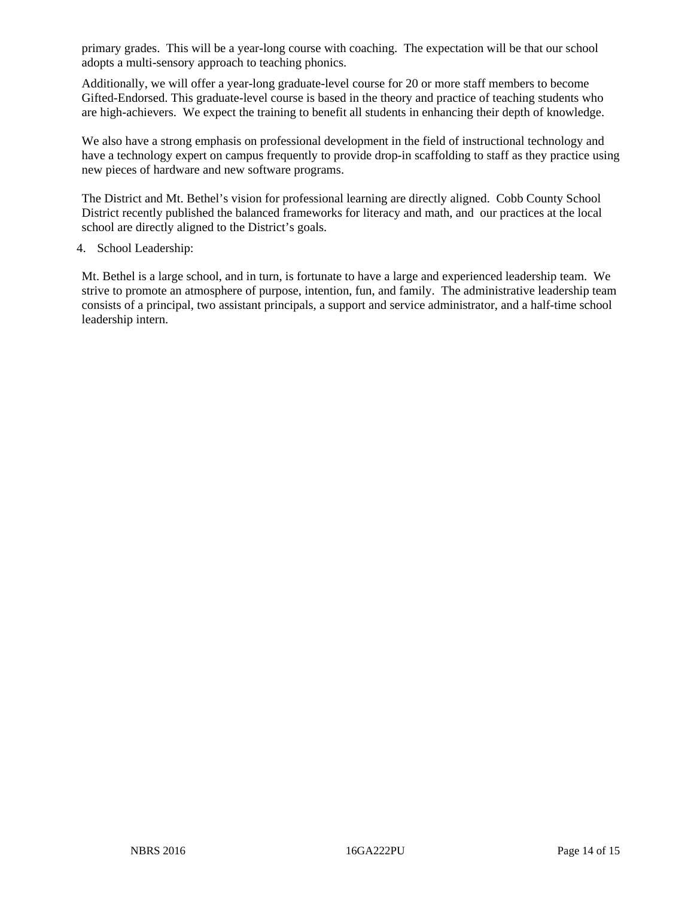primary grades.  This will be a year-long course with coaching.  The expectation will be that our school adopts a multi-sensory approach to teaching phonics.

Additionally, we will offer a year-long graduate-level course for 20 or more staff members to become Gifted-Endorsed. This graduate-level course is based in the theory and practice of teaching students who are high-achievers.  We expect the training to benefit all students in enhancing their depth of knowledge.

We also have a strong emphasis on professional development in the field of instructional technology and have a technology expert on campus frequently to provide drop-in scaffolding to staff as they practice using new pieces of hardware and new software programs.

The District and Mt. Bethel's vision for professional learning are directly aligned.  Cobb County School District recently published the balanced frameworks for literacy and math, and  our practices at the local school are directly aligned to the District's goals.

4. School Leadership:

Mt. Bethel is a large school, and in turn, is fortunate to have a large and experienced leadership team.  We strive to promote an atmosphere of purpose, intention, fun, and family.  The administrative leadership team consists of a principal, two assistant principals, a support and service administrator, and a half-time school leadership intern.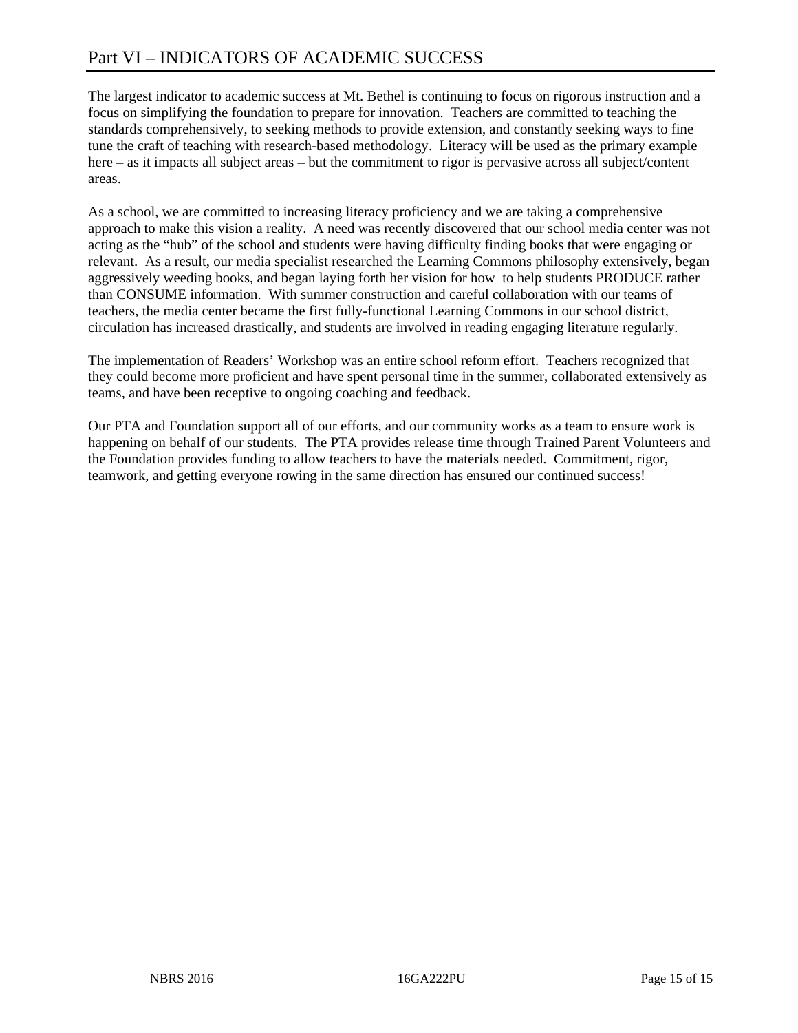# Part VI – INDICATORS OF ACADEMIC SUCCESS

The largest indicator to academic success at Mt. Bethel is continuing to focus on rigorous instruction and a focus on simplifying the foundation to prepare for innovation. Teachers are committed to teaching the standards comprehensively, to seeking methods to provide extension, and constantly seeking ways to fine tune the craft of teaching with research-based methodology. Literacy will be used as the primary example here – as it impacts all subject areas – but the commitment to rigor is pervasive across all subject/content areas.

As a school, we are committed to increasing literacy proficiency and we are taking a comprehensive approach to make this vision a reality. A need was recently discovered that our school media center was not acting as the "hub" of the school and students were having difficulty finding books that were engaging or relevant. As a result, our media specialist researched the Learning Commons philosophy extensively, began aggressively weeding books, and began laying forth her vision for how to help students PRODUCE rather than CONSUME information. With summer construction and careful collaboration with our teams of teachers, the media center became the first fully-functional Learning Commons in our school district, circulation has increased drastically, and students are involved in reading engaging literature regularly.

The implementation of Readers' Workshop was an entire school reform effort. Teachers recognized that they could become more proficient and have spent personal time in the summer, collaborated extensively as teams, and have been receptive to ongoing coaching and feedback.

Our PTA and Foundation support all of our efforts, and our community works as a team to ensure work is happening on behalf of our students. The PTA provides release time through Trained Parent Volunteers and the Foundation provides funding to allow teachers to have the materials needed. Commitment, rigor, teamwork, and getting everyone rowing in the same direction has ensured our continued success!